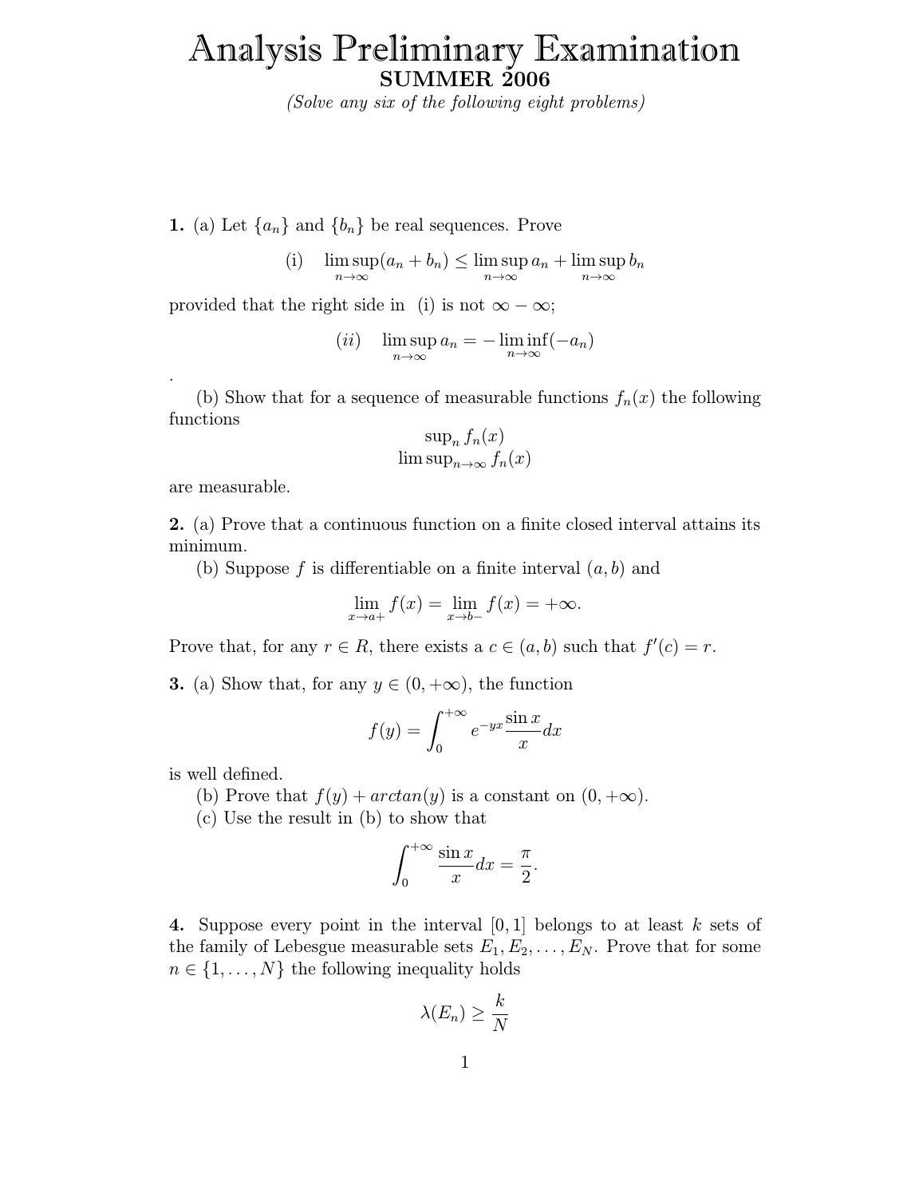# Analysis Preliminary Examination

**SUMMER 2006**

*(Solve any six of the following eight problems)*

**1.** (a) Let $\{a_n\}$ and $\{b_n\}$ be real sequences. Prove

$$\text{(i)} \quad \limsup_{n\to\infty}(a_n + b_n) \leq \limsup_{n\to\infty} a_n + \limsup_{n\to\infty} b_n$$

provided that the right side in (i) is not $\infty - \infty$;

$$(ii) \quad \limsup_{n\to\infty} a_n = -\liminf_{n\to\infty}(-a_n)$$

.

(b) Show that for a sequence of measurable functions $f_n(x)$ the following functions

$$\sup_n f_n(x)$$
$$\limsup_{n\to\infty} f_n(x)$$

are measurable.

**2.** (a) Prove that a continuous function on a finite closed interval attains its minimum.

(b) Suppose $f$ is differentiable on a finite interval $(a, b)$ and

$$\lim_{x\to a+} f(x) = \lim_{x\to b-} f(x) = +\infty.$$

Prove that, for any $r \in R$, there exists a $c \in (a, b)$ such that $f'(c) = r$.

**3.** (a) Show that, for any $y \in (0, +\infty)$, the function

$$f(y) = \int_0^{+\infty} e^{-yx} \frac{\sin x}{x} dx$$

is well defined.

(b) Prove that $f(y) + arctan(y)$ is a constant on $(0, +\infty)$.

(c) Use the result in (b) to show that

$$\int_0^{+\infty} \frac{\sin x}{x} dx = \frac{\pi}{2}.$$

**4.** Suppose every point in the interval $[0, 1]$ belongs to at least $k$ sets of the family of Lebesgue measurable sets $E_1, E_2, \ldots, E_N$. Prove that for some $n \in \{1, \ldots, N\}$ the following inequality holds

$$\lambda(E_n) \geq \frac{k}{N}$$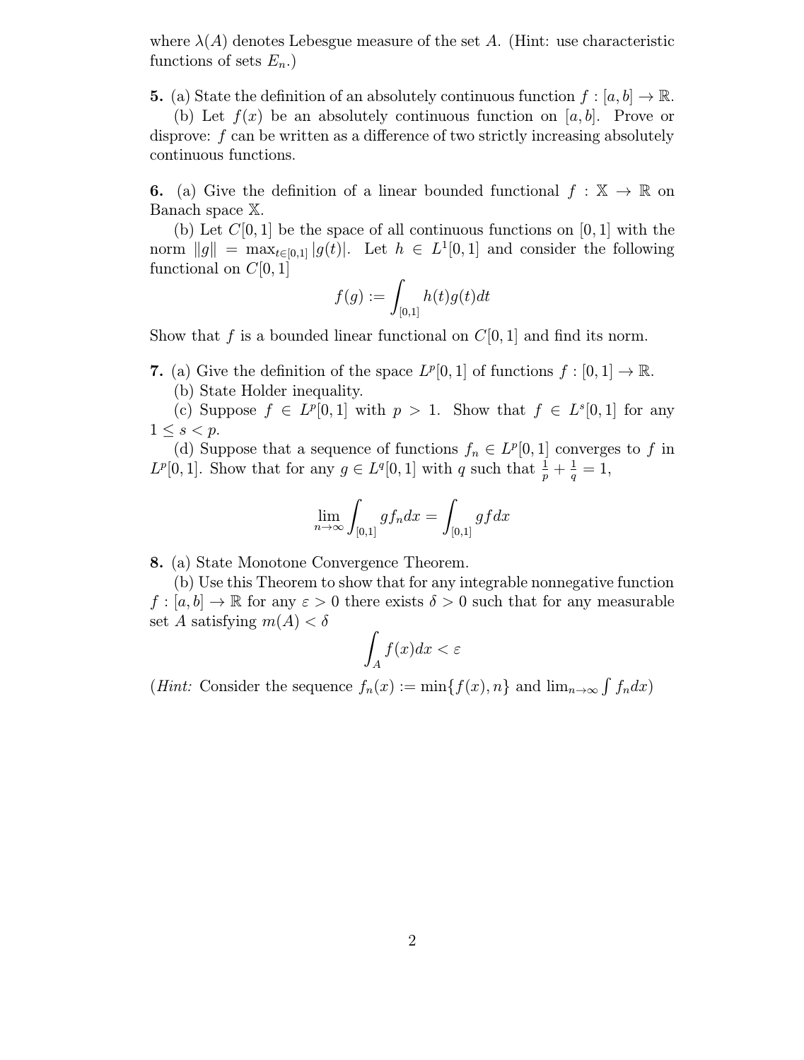where $\lambda(A)$ denotes Lebesgue measure of the set $A$. (Hint: use characteristic functions of sets $E_n$.)

**5.** (a) State the definition of an absolutely continuous function $f : [a, b] \to \mathbb{R}$.

(b) Let $f(x)$ be an absolutely continuous function on $[a, b]$. Prove or disprove: $f$ can be written as a difference of two strictly increasing absolutely continuous functions.

**6.** (a) Give the definition of a linear bounded functional $f : \mathbb{X} \to \mathbb{R}$ on Banach space $\mathbb{X}$.

(b) Let $C[0, 1]$ be the space of all continuous functions on $[0, 1]$ with the norm $\|g\| = \max_{t \in [0,1]} |g(t)|$. Let $h \in L^1[0, 1]$ and consider the following functional on $C[0, 1]$

$$f(g) := \int_{[0,1]} h(t)g(t)dt$$

Show that $f$ is a bounded linear functional on $C[0, 1]$ and find its norm.

**7.** (a) Give the definition of the space $L^p[0, 1]$ of functions $f : [0, 1] \to \mathbb{R}$.

(b) State Holder inequality.

(c) Suppose $f \in L^p[0, 1]$ with $p > 1$. Show that $f \in L^s[0, 1]$ for any $1 \leq s < p$.

(d) Suppose that a sequence of functions $f_n \in L^p[0, 1]$ converges to $f$ in $L^p[0, 1]$. Show that for any $g \in L^q[0, 1]$ with $q$ such that $\frac{1}{p} + \frac{1}{q} = 1$,

$$\lim_{n \to \infty} \int_{[0,1]} g f_n dx = \int_{[0,1]} g f dx$$

**8.** (a) State Monotone Convergence Theorem.

(b) Use this Theorem to show that for any integrable nonnegative function $f : [a, b] \to \mathbb{R}$ for any $\varepsilon > 0$ there exists $\delta > 0$ such that for any measurable set $A$ satisfying $m(A) < \delta$

$$\int_A f(x)dx < \varepsilon$$

(*Hint:* Consider the sequence $f_n(x) := \min\{f(x), n\}$ and $\lim_{n \to \infty} \int f_n dx$)